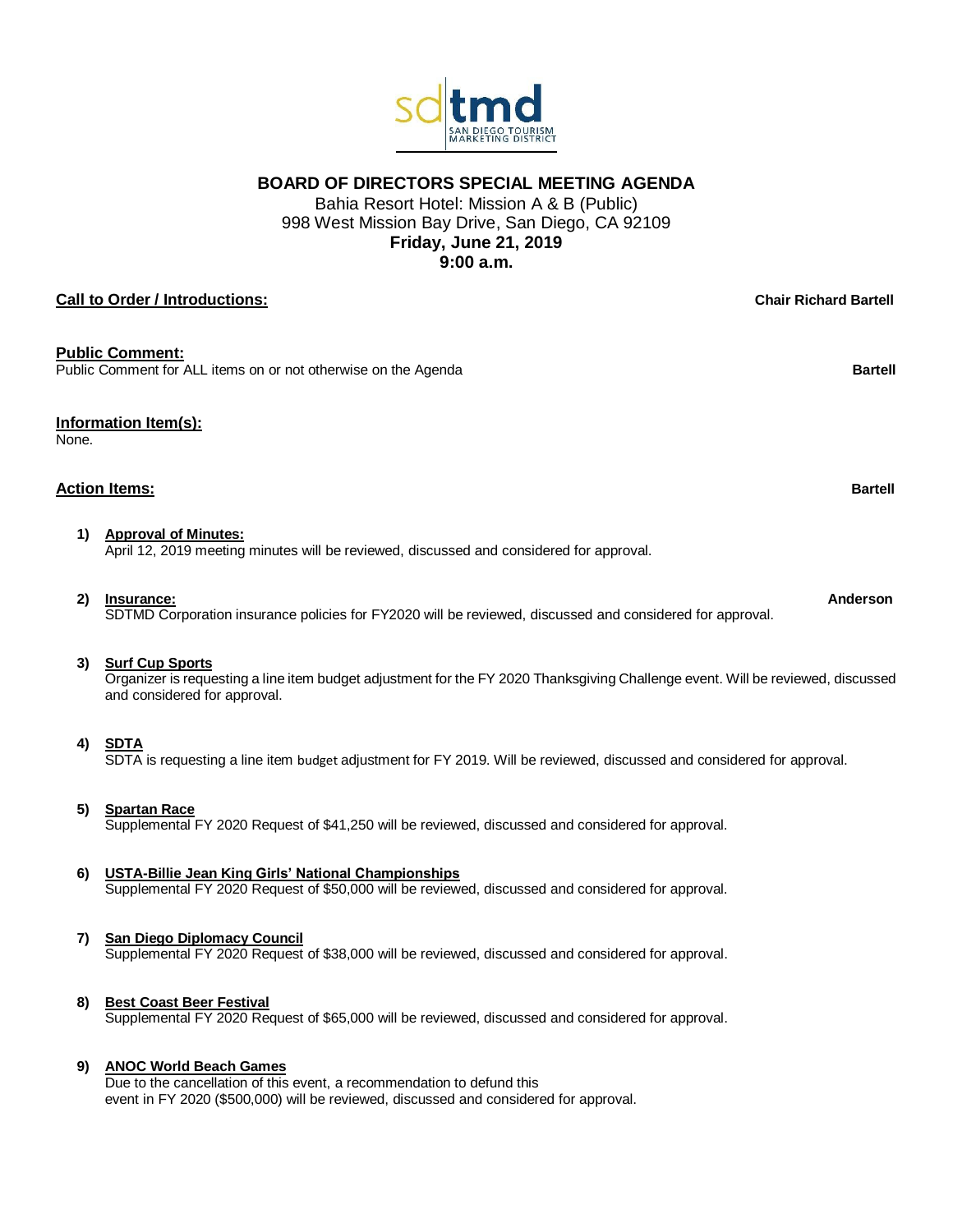sd tmd
SAN DIEGO TOURISM MARKETING DISTRICT

# BOARD OF DIRECTORS SPECIAL MEETING AGENDA

Bahia Resort Hotel: Mission A & B (Public)
998 West Mission Bay Drive, San Diego, CA 92109
**Friday, June 21, 2019**
**9:00 a.m.**

**Call to Order / Introductions:** **Chair Richard Bartell**

**Public Comment:**
Public Comment for ALL items on or not otherwise on the Agenda **Bartell**

**Information Item(s):**
None.

**Action Items:** **Bartell**

1) **Approval of Minutes:**
April 12, 2019 meeting minutes will be reviewed, discussed and considered for approval.

2) **Insurance:** **Anderson**
SDTMD Corporation insurance policies for FY2020 will be reviewed, discussed and considered for approval.

3) **Surf Cup Sports**
Organizer is requesting a line item budget adjustment for the FY 2020 Thanksgiving Challenge event. Will be reviewed, discussed and considered for approval.

4) **SDTA**
SDTA is requesting a line item budget adjustment for FY 2019. Will be reviewed, discussed and considered for approval.

5) **Spartan Race**
Supplemental FY 2020 Request of $41,250 will be reviewed, discussed and considered for approval.

6) **USTA-Billie Jean King Girls' National Championships**
Supplemental FY 2020 Request of $50,000 will be reviewed, discussed and considered for approval.

7) **San Diego Diplomacy Council**
Supplemental FY 2020 Request of $38,000 will be reviewed, discussed and considered for approval.

8) **Best Coast Beer Festival**
Supplemental FY 2020 Request of $65,000 will be reviewed, discussed and considered for approval.

9) **ANOC World Beach Games**
Due to the cancellation of this event, a recommendation to defund this event in FY 2020 ($500,000) will be reviewed, discussed and considered for approval.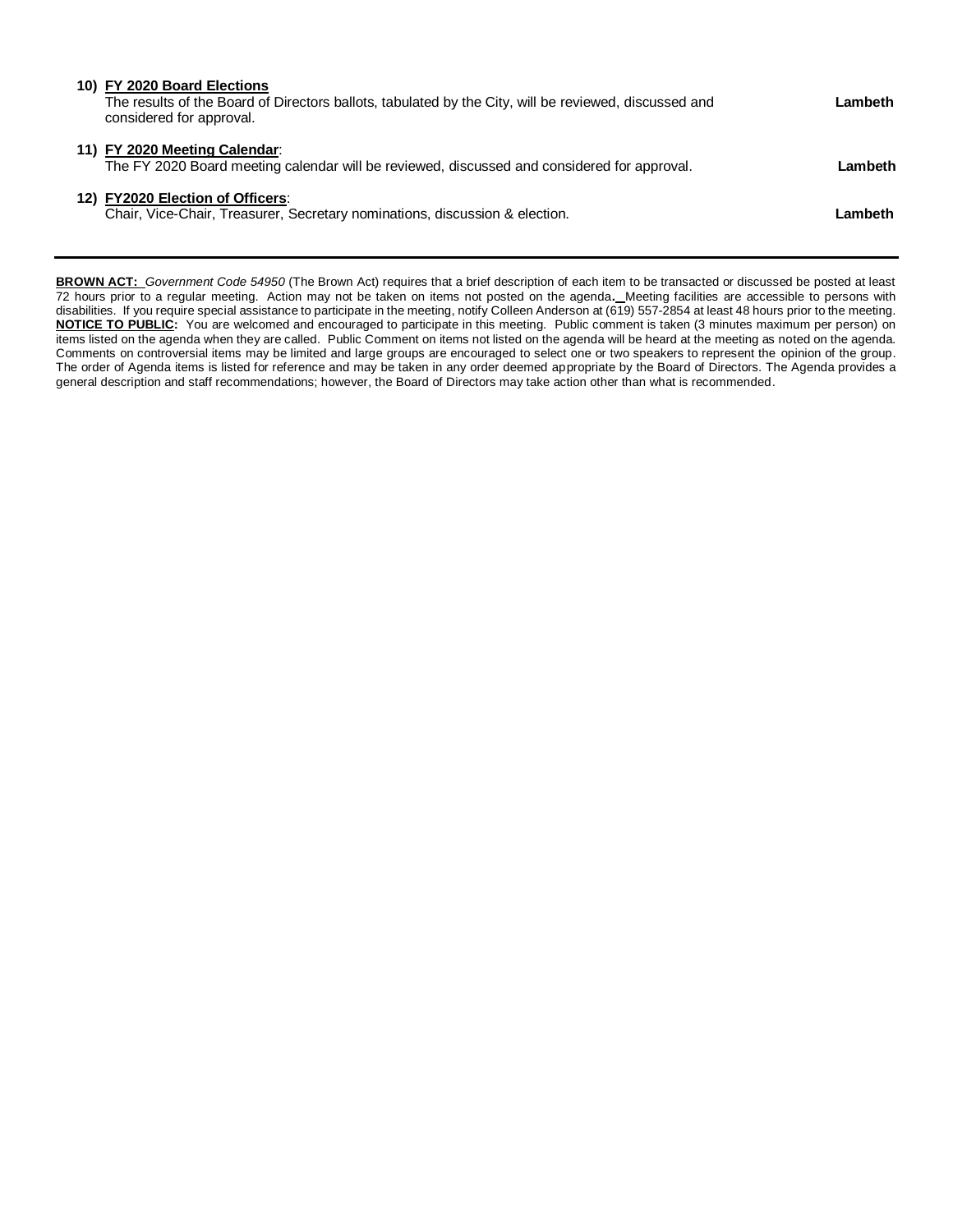10) **FY 2020 Board Elections**
The results of the Board of Directors ballots, tabulated by the City, will be reviewed, discussed and considered for approval. **Lambeth**

11) **FY 2020 Meeting Calendar**:
The FY 2020 Board meeting calendar will be reviewed, discussed and considered for approval. **Lambeth**

12) **FY2020 Election of Officers**:
Chair, Vice-Chair, Treasurer, Secretary nominations, discussion & election. **Lambeth**

---

**BROWN ACT:** *Government Code 54950* (The Brown Act) requires that a brief description of each item to be transacted or discussed be posted at least 72 hours prior to a regular meeting. Action may not be taken on items not posted on the agenda**.** Meeting facilities are accessible to persons with disabilities. If you require special assistance to participate in the meeting, notify Colleen Anderson at (619) 557-2854 at least 48 hours prior to the meeting. **NOTICE TO PUBLIC:** You are welcomed and encouraged to participate in this meeting. Public comment is taken (3 minutes maximum per person) on items listed on the agenda when they are called. Public Comment on items not listed on the agenda will be heard at the meeting as noted on the agenda. Comments on controversial items may be limited and large groups are encouraged to select one or two speakers to represent the opinion of the group. The order of Agenda items is listed for reference and may be taken in any order deemed appropriate by the Board of Directors. The Agenda provides a general description and staff recommendations; however, the Board of Directors may take action other than what is recommended.